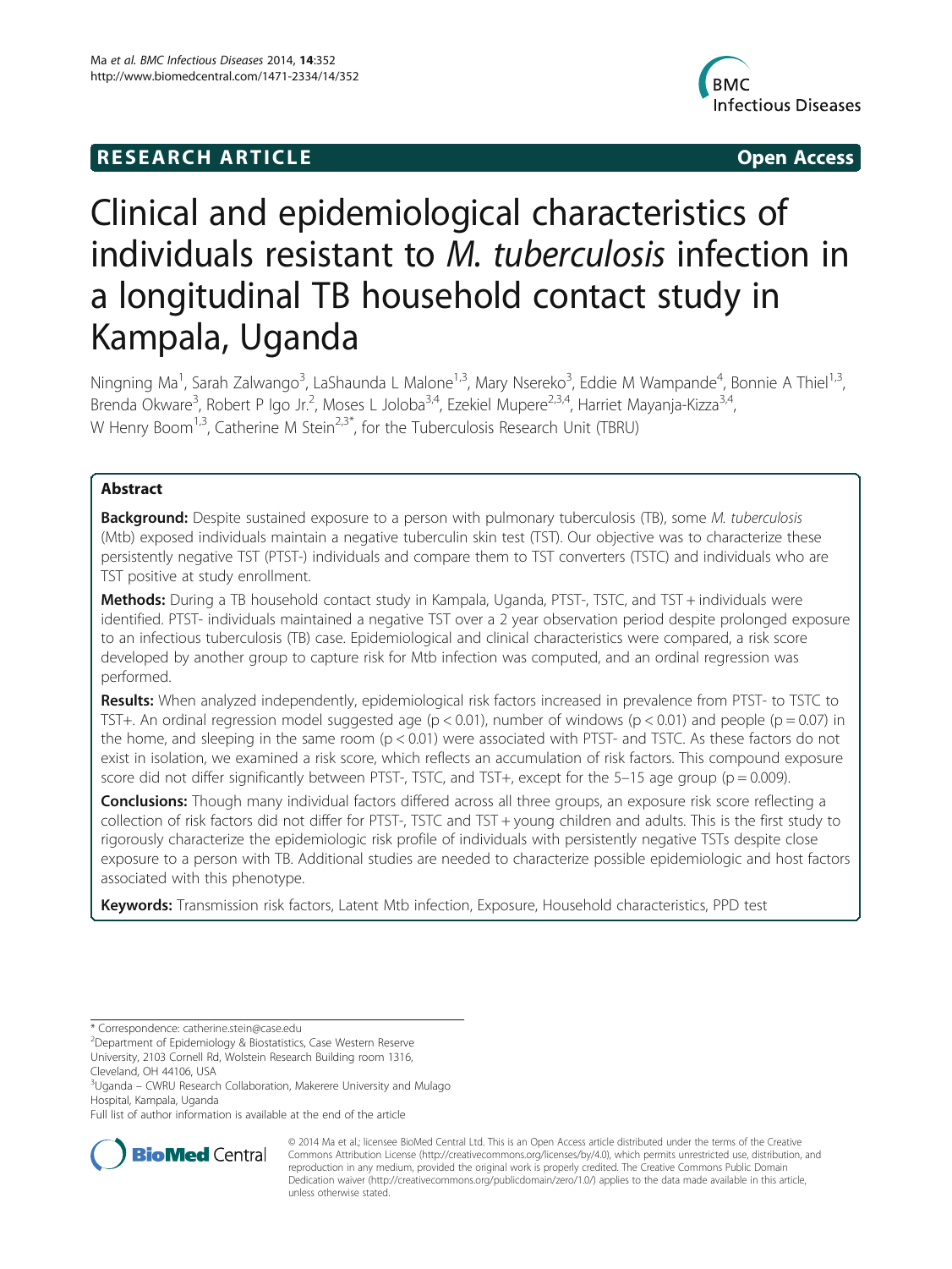RESEARCH ARTICLE

Open Access

# Clinical and epidemiological characteristics of individuals resistant to *M. tuberculosis* infection in a longitudinal TB household contact study in Kampala, Uganda

Ningning Ma[1], Sarah Zalwango[3], LaShaunda L Malone[1,3], Mary Nsereko[3], Eddie M Wampande[4], Bonnie A Thiel[1,3], Brenda Okware[3], Robert P Igo Jr.[2], Moses L Joloba[3,4], Ezekiel Mupere[2,3,4], Harriet Mayanja-Kizza[3,4], W Henry Boom[1,3], Catherine M Stein[2,3*], for the Tuberculosis Research Unit (TBRU)

## Abstract

**Background:** Despite sustained exposure to a person with pulmonary tuberculosis (TB), some *M. tuberculosis* (Mtb) exposed individuals maintain a negative tuberculin skin test (TST). Our objective was to characterize these persistently negative TST (PTST-) individuals and compare them to TST converters (TSTC) and individuals who are TST positive at study enrollment.

**Methods:** During a TB household contact study in Kampala, Uganda, PTST-, TSTC, and TST + individuals were identified. PTST- individuals maintained a negative TST over a 2 year observation period despite prolonged exposure to an infectious tuberculosis (TB) case. Epidemiological and clinical characteristics were compared, a risk score developed by another group to capture risk for Mtb infection was computed, and an ordinal regression was performed.

**Results:** When analyzed independently, epidemiological risk factors increased in prevalence from PTST- to TSTC to TST+. An ordinal regression model suggested age ($p < 0.01$), number of windows ($p < 0.01$) and people ($p = 0.07$) in the home, and sleeping in the same room ($p < 0.01$) were associated with PTST- and TSTC. As these factors do not exist in isolation, we examined a risk score, which reflects an accumulation of risk factors. This compound exposure score did not differ significantly between PTST-, TSTC, and TST+, except for the 5–15 age group ($p = 0.009$).

**Conclusions:** Though many individual factors differed across all three groups, an exposure risk score reflecting a collection of risk factors did not differ for PTST-, TSTC and TST + young children and adults. This is the first study to rigorously characterize the epidemiologic risk profile of individuals with persistently negative TSTs despite close exposure to a person with TB. Additional studies are needed to characterize possible epidemiologic and host factors associated with this phenotype.

**Keywords:** Transmission risk factors, Latent Mtb infection, Exposure, Household characteristics, PPD test

\* Correspondence: catherine.stein@case.edu
[2]Department of Epidemiology & Biostatistics, Case Western Reserve University, 2103 Cornell Rd, Wolstein Research Building room 1316, Cleveland, OH 44106, USA
[3]Uganda – CWRU Research Collaboration, Makerere University and Mulago Hospital, Kampala, Uganda
Full list of author information is available at the end of the article

© 2014 Ma et al.; licensee BioMed Central Ltd. This is an Open Access article distributed under the terms of the Creative Commons Attribution License (http://creativecommons.org/licenses/by/4.0), which permits unrestricted use, distribution, and reproduction in any medium, provided the original work is properly credited. The Creative Commons Public Domain Dedication waiver (http://creativecommons.org/publicdomain/zero/1.0/) applies to the data made available in this article, unless otherwise stated.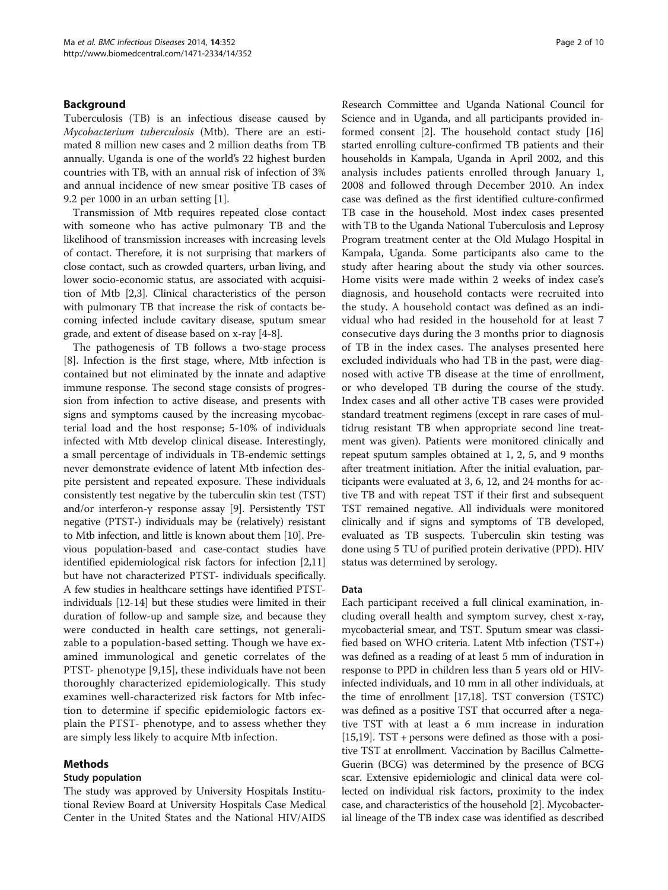## Background

Tuberculosis (TB) is an infectious disease caused by *Mycobacterium tuberculosis* (Mtb). There are an estimated 8 million new cases and 2 million deaths from TB annually. Uganda is one of the world's 22 highest burden countries with TB, with an annual risk of infection of 3% and annual incidence of new smear positive TB cases of 9.2 per 1000 in an urban setting [1].

Transmission of Mtb requires repeated close contact with someone who has active pulmonary TB and the likelihood of transmission increases with increasing levels of contact. Therefore, it is not surprising that markers of close contact, such as crowded quarters, urban living, and lower socio-economic status, are associated with acquisition of Mtb [2,3]. Clinical characteristics of the person with pulmonary TB that increase the risk of contacts becoming infected include cavitary disease, sputum smear grade, and extent of disease based on x-ray [4-8].

The pathogenesis of TB follows a two-stage process [8]. Infection is the first stage, where, Mtb infection is contained but not eliminated by the innate and adaptive immune response. The second stage consists of progression from infection to active disease, and presents with signs and symptoms caused by the increasing mycobacterial load and the host response; 5-10% of individuals infected with Mtb develop clinical disease. Interestingly, a small percentage of individuals in TB-endemic settings never demonstrate evidence of latent Mtb infection despite persistent and repeated exposure. These individuals consistently test negative by the tuberculin skin test (TST) and/or interferon-γ response assay [9]. Persistently TST negative (PTST-) individuals may be (relatively) resistant to Mtb infection, and little is known about them [10]. Previous population-based and case-contact studies have identified epidemiological risk factors for infection [2,11] but have not characterized PTST- individuals specifically. A few studies in healthcare settings have identified PTST- individuals [12-14] but these studies were limited in their duration of follow-up and sample size, and because they were conducted in health care settings, not generalizable to a population-based setting. Though we have examined immunological and genetic correlates of the PTST- phenotype [9,15], these individuals have not been thoroughly characterized epidemiologically. This study examines well-characterized risk factors for Mtb infection to determine if specific epidemiologic factors explain the PTST- phenotype, and to assess whether they are simply less likely to acquire Mtb infection.

## Methods

### Study population

The study was approved by University Hospitals Institutional Review Board at University Hospitals Case Medical Center in the United States and the National HIV/AIDS Research Committee and Uganda National Council for Science and in Uganda, and all participants provided informed consent [2]. The household contact study [16] started enrolling culture-confirmed TB patients and their households in Kampala, Uganda in April 2002, and this analysis includes patients enrolled through January 1, 2008 and followed through December 2010. An index case was defined as the first identified culture-confirmed TB case in the household. Most index cases presented with TB to the Uganda National Tuberculosis and Leprosy Program treatment center at the Old Mulago Hospital in Kampala, Uganda. Some participants also came to the study after hearing about the study via other sources. Home visits were made within 2 weeks of index case's diagnosis, and household contacts were recruited into the study. A household contact was defined as an individual who had resided in the household for at least 7 consecutive days during the 3 months prior to diagnosis of TB in the index cases. The analyses presented here excluded individuals who had TB in the past, were diagnosed with active TB disease at the time of enrollment, or who developed TB during the course of the study. Index cases and all other active TB cases were provided standard treatment regimens (except in rare cases of multidrug resistant TB when appropriate second line treatment was given). Patients were monitored clinically and repeat sputum samples obtained at 1, 2, 5, and 9 months after treatment initiation. After the initial evaluation, participants were evaluated at 3, 6, 12, and 24 months for active TB and with repeat TST if their first and subsequent TST remained negative. All individuals were monitored clinically and if signs and symptoms of TB developed, evaluated as TB suspects. Tuberculin skin testing was done using 5 TU of purified protein derivative (PPD). HIV status was determined by serology.

### Data

Each participant received a full clinical examination, including overall health and symptom survey, chest x-ray, mycobacterial smear, and TST. Sputum smear was classified based on WHO criteria. Latent Mtb infection (TST+) was defined as a reading of at least 5 mm of induration in response to PPD in children less than 5 years old or HIV-infected individuals, and 10 mm in all other individuals, at the time of enrollment [17,18]. TST conversion (TSTC) was defined as a positive TST that occurred after a negative TST with at least a 6 mm increase in induration [15,19]. TST + persons were defined as those with a positive TST at enrollment. Vaccination by Bacillus Calmette-Guerin (BCG) was determined by the presence of BCG scar. Extensive epidemiologic and clinical data were collected on individual risk factors, proximity to the index case, and characteristics of the household [2]. Mycobacterial lineage of the TB index case was identified as described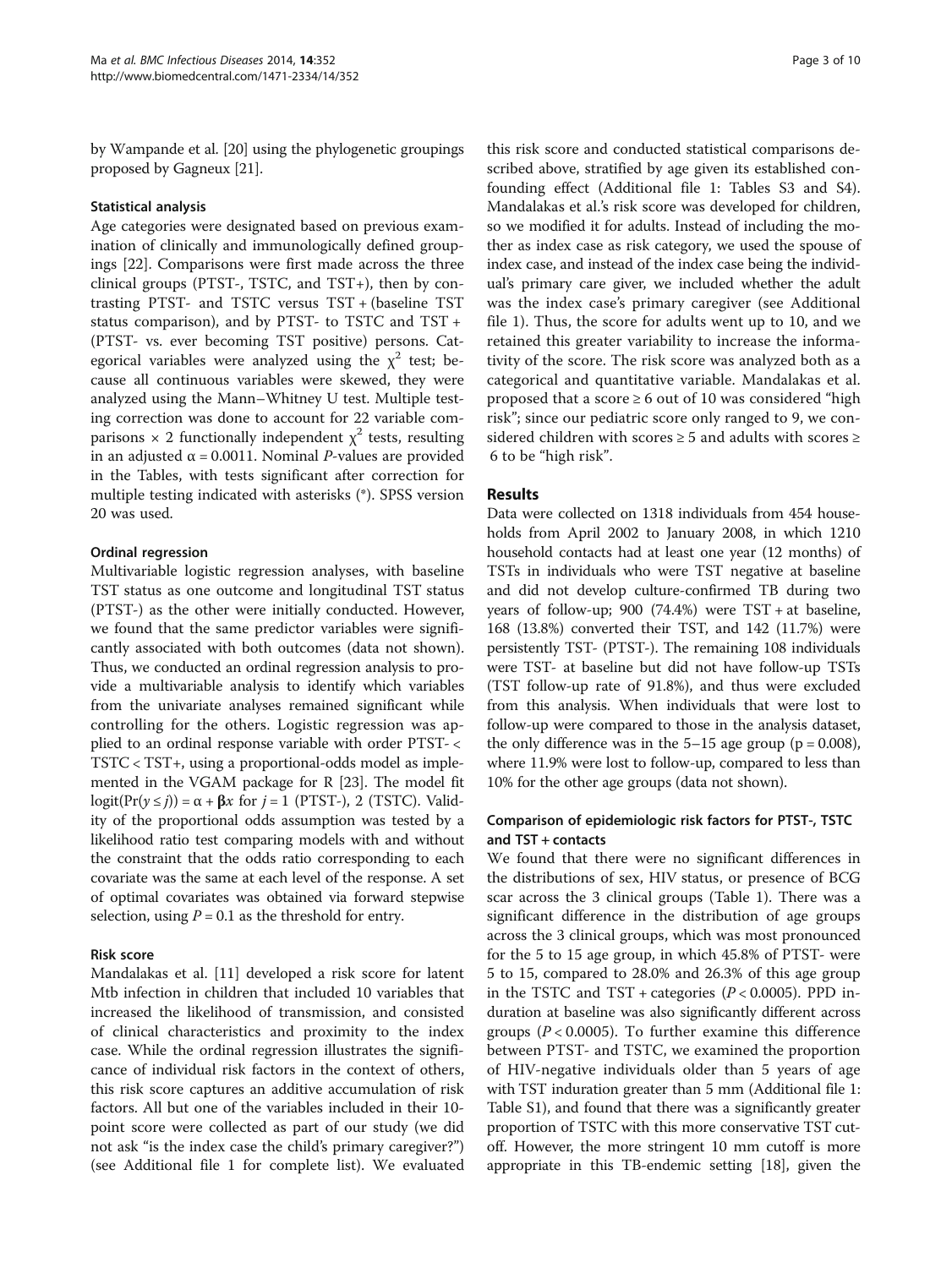by Wampande et al. [20] using the phylogenetic groupings proposed by Gagneux [21].

### Statistical analysis

Age categories were designated based on previous examination of clinically and immunologically defined groupings [22]. Comparisons were first made across the three clinical groups (PTST-, TSTC, and TST+), then by contrasting PTST- and TSTC versus TST + (baseline TST status comparison), and by PTST- to TSTC and TST + (PTST- vs. ever becoming TST positive) persons. Categorical variables were analyzed using the $\chi^2$ test; because all continuous variables were skewed, they were analyzed using the Mann–Whitney U test. Multiple testing correction was done to account for 22 variable comparisons × 2 functionally independent $\chi^2$ tests, resulting in an adjusted $\alpha = 0.0011$. Nominal *P*-values are provided in the Tables, with tests significant after correction for multiple testing indicated with asterisks (*). SPSS version 20 was used.

### Ordinal regression

Multivariable logistic regression analyses, with baseline TST status as one outcome and longitudinal TST status (PTST-) as the other were initially conducted. However, we found that the same predictor variables were significantly associated with both outcomes (data not shown). Thus, we conducted an ordinal regression analysis to provide a multivariable analysis to identify which variables from the univariate analyses remained significant while controlling for the others. Logistic regression was applied to an ordinal response variable with order PTST- < TSTC < TST+, using a proportional-odds model as implemented in the VGAM package for R [23]. The model fit $\text{logit}(\Pr(y \le j)) = \alpha + \boldsymbol{\beta}x$ for $j = 1$ (PTST-), 2 (TSTC). Validity of the proportional odds assumption was tested by a likelihood ratio test comparing models with and without the constraint that the odds ratio corresponding to each covariate was the same at each level of the response. A set of optimal covariates was obtained via forward stepwise selection, using $P = 0.1$ as the threshold for entry.

### Risk score

Mandalakas et al. [11] developed a risk score for latent Mtb infection in children that included 10 variables that increased the likelihood of transmission, and consisted of clinical characteristics and proximity to the index case. While the ordinal regression illustrates the significance of individual risk factors in the context of others, this risk score captures an additive accumulation of risk factors. All but one of the variables included in their 10-point score were collected as part of our study (we did not ask "is the index case the child's primary caregiver?") (see Additional file 1 for complete list). We evaluated this risk score and conducted statistical comparisons described above, stratified by age given its established confounding effect (Additional file 1: Tables S3 and S4). Mandalakas et al.'s risk score was developed for children, so we modified it for adults. Instead of including the mother as index case as risk category, we used the spouse of index case, and instead of the index case being the individual's primary care giver, we included whether the adult was the index case's primary caregiver (see Additional file 1). Thus, the score for adults went up to 10, and we retained this greater variability to increase the informativity of the score. The risk score was analyzed both as a categorical and quantitative variable. Mandalakas et al. proposed that a score ≥ 6 out of 10 was considered "high risk"; since our pediatric score only ranged to 9, we considered children with scores ≥ 5 and adults with scores ≥ 6 to be "high risk".

## Results

Data were collected on 1318 individuals from 454 households from April 2002 to January 2008, in which 1210 household contacts had at least one year (12 months) of TSTs in individuals who were TST negative at baseline and did not develop culture-confirmed TB during two years of follow-up; 900 (74.4%) were TST + at baseline, 168 (13.8%) converted their TST, and 142 (11.7%) were persistently TST- (PTST-). The remaining 108 individuals were TST- at baseline but did not have follow-up TSTs (TST follow-up rate of 91.8%), and thus were excluded from this analysis. When individuals that were lost to follow-up were compared to those in the analysis dataset, the only difference was in the 5–15 age group ($p = 0.008$), where 11.9% were lost to follow-up, compared to less than 10% for the other age groups (data not shown).

### Comparison of epidemiologic risk factors for PTST-, TSTC and TST + contacts

We found that there were no significant differences in the distributions of sex, HIV status, or presence of BCG scar across the 3 clinical groups (Table 1). There was a significant difference in the distribution of age groups across the 3 clinical groups, which was most pronounced for the 5 to 15 age group, in which 45.8% of PTST- were 5 to 15, compared to 28.0% and 26.3% of this age group in the TSTC and TST + categories ($P < 0.0005$). PPD induration at baseline was also significantly different across groups ($P < 0.0005$). To further examine this difference between PTST- and TSTC, we examined the proportion of HIV-negative individuals older than 5 years of age with TST induration greater than 5 mm (Additional file 1: Table S1), and found that there was a significantly greater proportion of TSTC with this more conservative TST cutoff. However, the more stringent 10 mm cutoff is more appropriate in this TB-endemic setting [18], given the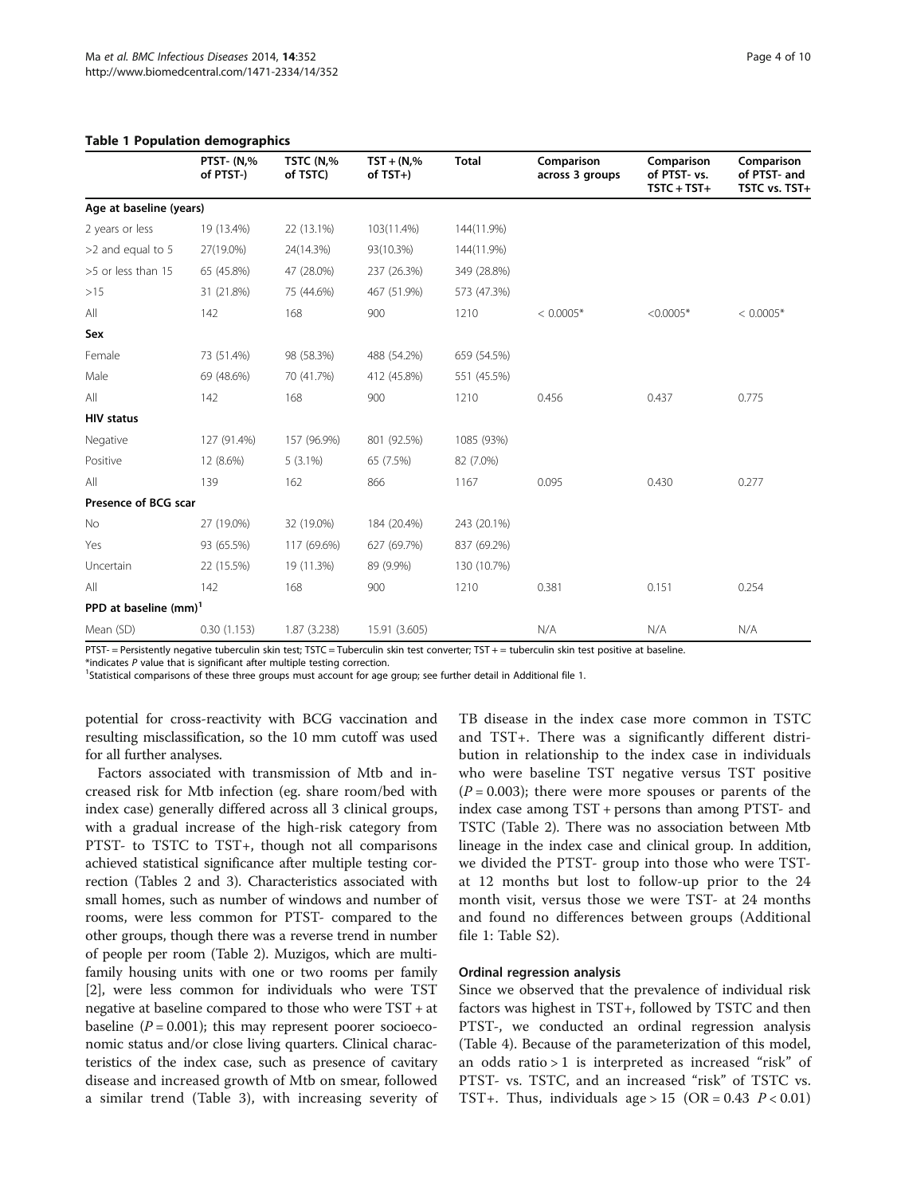**Table 1 Population demographics**

| | PTST- (N,% of PTST-) | TSTC (N,% of TSTC) | TST + (N,% of TST+) | Total | Comparison across 3 groups | Comparison of PTST- vs. TSTC + TST+ | Comparison of PTST- and TSTC vs. TST+ |
|---|---|---|---|---|---|---|---|
| **Age at baseline (years)** | | | | | | | |
| 2 years or less | 19 (13.4%) | 22 (13.1%) | 103(11.4%) | 144(11.9%) | | | |
| >2 and equal to 5 | 27(19.0%) | 24(14.3%) | 93(10.3%) | 144(11.9%) | | | |
| >5 or less than 15 | 65 (45.8%) | 47 (28.0%) | 237 (26.3%) | 349 (28.8%) | | | |
| >15 | 31 (21.8%) | 75 (44.6%) | 467 (51.9%) | 573 (47.3%) | | | |
| All | 142 | 168 | 900 | 1210 | < 0.0005* | <0.0005* | < 0.0005* |
| **Sex** | | | | | | | |
| Female | 73 (51.4%) | 98 (58.3%) | 488 (54.2%) | 659 (54.5%) | | | |
| Male | 69 (48.6%) | 70 (41.7%) | 412 (45.8%) | 551 (45.5%) | | | |
| All | 142 | 168 | 900 | 1210 | 0.456 | 0.437 | 0.775 |
| **HIV status** | | | | | | | |
| Negative | 127 (91.4%) | 157 (96.9%) | 801 (92.5%) | 1085 (93%) | | | |
| Positive | 12 (8.6%) | 5 (3.1%) | 65 (7.5%) | 82 (7.0%) | | | |
| All | 139 | 162 | 866 | 1167 | 0.095 | 0.430 | 0.277 |
| **Presence of BCG scar** | | | | | | | |
| No | 27 (19.0%) | 32 (19.0%) | 184 (20.4%) | 243 (20.1%) | | | |
| Yes | 93 (65.5%) | 117 (69.6%) | 627 (69.7%) | 837 (69.2%) | | | |
| Uncertain | 22 (15.5%) | 19 (11.3%) | 89 (9.9%) | 130 (10.7%) | | | |
| All | 142 | 168 | 900 | 1210 | 0.381 | 0.151 | 0.254 |
| **PPD at baseline (mm)**[1] | | | | | | | |
| Mean (SD) | 0.30 (1.153) | 1.87 (3.238) | 15.91 (3.605) | | N/A | N/A | N/A |

PTST- = Persistently negative tuberculin skin test; TSTC = Tuberculin skin test converter; TST + = tuberculin skin test positive at baseline.
*indicates *P* value that is significant after multiple testing correction.
[1]Statistical comparisons of these three groups must account for age group; see further detail in Additional file 1.

potential for cross-reactivity with BCG vaccination and resulting misclassification, so the 10 mm cutoff was used for all further analyses.

Factors associated with transmission of Mtb and increased risk for Mtb infection (eg. share room/bed with index case) generally differed across all 3 clinical groups, with a gradual increase of the high-risk category from PTST- to TSTC to TST+, though not all comparisons achieved statistical significance after multiple testing correction (Tables 2 and 3). Characteristics associated with small homes, such as number of windows and number of rooms, were less common for PTST- compared to the other groups, though there was a reverse trend in number of people per room (Table 2). Muzigos, which are multi-family housing units with one or two rooms per family [2], were less common for individuals who were TST negative at baseline compared to those who were TST + at baseline ($P = 0.001$); this may represent poorer socioeconomic status and/or close living quarters. Clinical characteristics of the index case, such as presence of cavitary disease and increased growth of Mtb on smear, followed a similar trend (Table 3), with increasing severity of TB disease in the index case more common in TSTC and TST+. There was a significantly different distribution in relationship to the index case in individuals who were baseline TST negative versus TST positive ($P = 0.003$); there were more spouses or parents of the index case among TST + persons than among PTST- and TSTC (Table 2). There was no association between Mtb lineage in the index case and clinical group. In addition, we divided the PTST- group into those who were TST- at 12 months but lost to follow-up prior to the 24 month visit, versus those we were TST- at 24 months and found no differences between groups (Additional file 1: Table S2).

### Ordinal regression analysis

Since we observed that the prevalence of individual risk factors was highest in TST+, followed by TSTC and then PTST-, we conducted an ordinal regression analysis (Table 4). Because of the parameterization of this model, an odds ratio > 1 is interpreted as increased "risk" of PTST- vs. TSTC, and an increased "risk" of TSTC vs. TST+. Thus, individuals age > 15 (OR = 0.43 $P < 0.01$)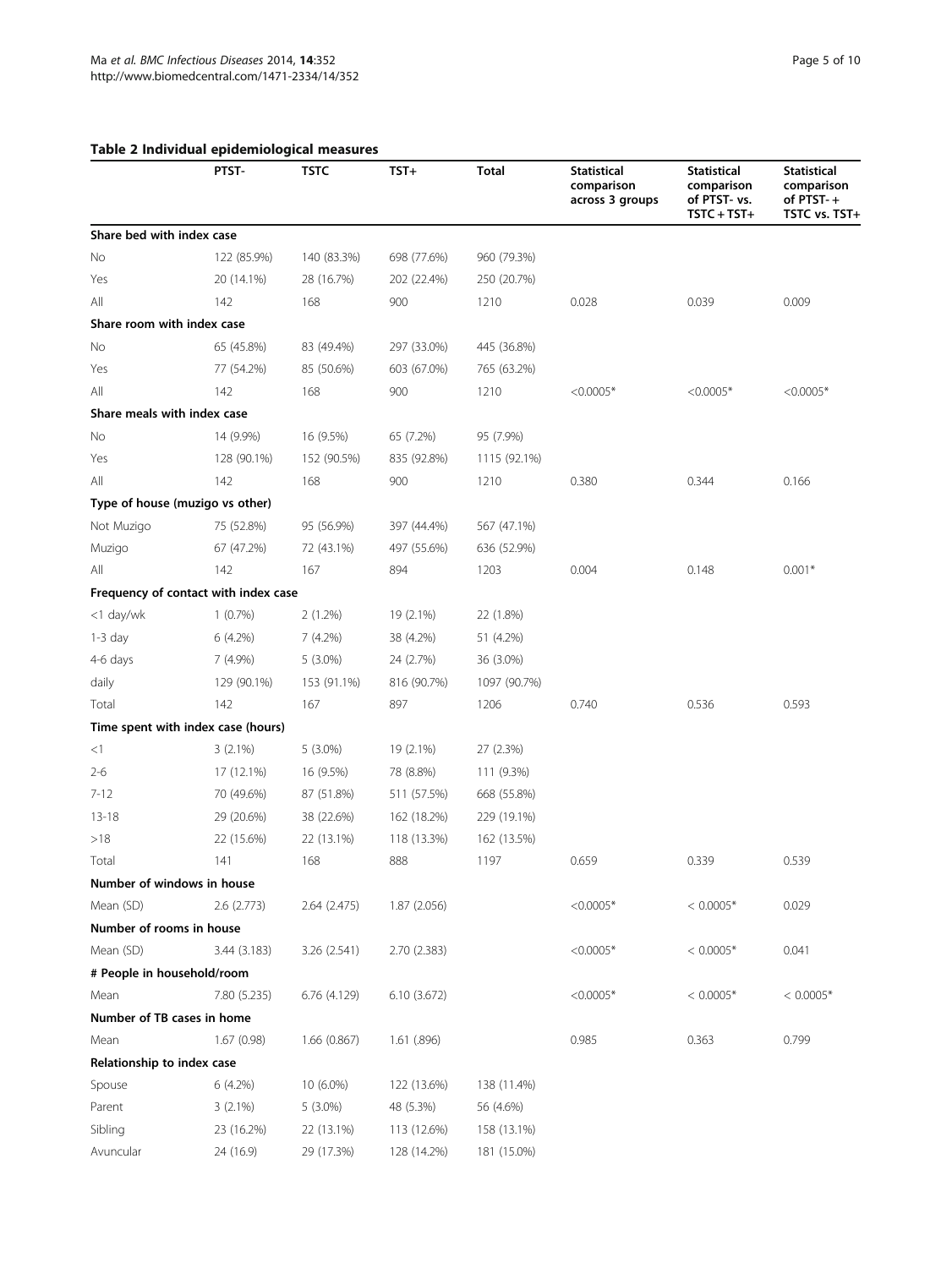**Table 2 Individual epidemiological measures**

| | PTST- | TSTC | TST+ | Total | Statistical comparison across 3 groups | Statistical comparison of PTST- vs. TSTC + TST+ | Statistical comparison of PTST- + TSTC vs. TST+ |
|---|---|---|---|---|---|---|---|
| **Share bed with index case** | | | | | | | |
| No | 122 (85.9%) | 140 (83.3%) | 698 (77.6%) | 960 (79.3%) | | | |
| Yes | 20 (14.1%) | 28 (16.7%) | 202 (22.4%) | 250 (20.7%) | | | |
| All | 142 | 168 | 900 | 1210 | 0.028 | 0.039 | 0.009 |
| **Share room with index case** | | | | | | | |
| No | 65 (45.8%) | 83 (49.4%) | 297 (33.0%) | 445 (36.8%) | | | |
| Yes | 77 (54.2%) | 85 (50.6%) | 603 (67.0%) | 765 (63.2%) | | | |
| All | 142 | 168 | 900 | 1210 | <0.0005* | <0.0005* | <0.0005* |
| **Share meals with index case** | | | | | | | |
| No | 14 (9.9%) | 16 (9.5%) | 65 (7.2%) | 95 (7.9%) | | | |
| Yes | 128 (90.1%) | 152 (90.5%) | 835 (92.8%) | 1115 (92.1%) | | | |
| All | 142 | 168 | 900 | 1210 | 0.380 | 0.344 | 0.166 |
| **Type of house (muzigo vs other)** | | | | | | | |
| Not Muzigo | 75 (52.8%) | 95 (56.9%) | 397 (44.4%) | 567 (47.1%) | | | |
| Muzigo | 67 (47.2%) | 72 (43.1%) | 497 (55.6%) | 636 (52.9%) | | | |
| All | 142 | 167 | 894 | 1203 | 0.004 | 0.148 | 0.001* |
| **Frequency of contact with index case** | | | | | | | |
| <1 day/wk | 1 (0.7%) | 2 (1.2%) | 19 (2.1%) | 22 (1.8%) | | | |
| 1-3 day | 6 (4.2%) | 7 (4.2%) | 38 (4.2%) | 51 (4.2%) | | | |
| 4-6 days | 7 (4.9%) | 5 (3.0%) | 24 (2.7%) | 36 (3.0%) | | | |
| daily | 129 (90.1%) | 153 (91.1%) | 816 (90.7%) | 1097 (90.7%) | | | |
| Total | 142 | 167 | 897 | 1206 | 0.740 | 0.536 | 0.593 |
| **Time spent with index case (hours)** | | | | | | | |
| <1 | 3 (2.1%) | 5 (3.0%) | 19 (2.1%) | 27 (2.3%) | | | |
| 2-6 | 17 (12.1%) | 16 (9.5%) | 78 (8.8%) | 111 (9.3%) | | | |
| 7-12 | 70 (49.6%) | 87 (51.8%) | 511 (57.5%) | 668 (55.8%) | | | |
| 13-18 | 29 (20.6%) | 38 (22.6%) | 162 (18.2%) | 229 (19.1%) | | | |
| >18 | 22 (15.6%) | 22 (13.1%) | 118 (13.3%) | 162 (13.5%) | | | |
| Total | 141 | 168 | 888 | 1197 | 0.659 | 0.339 | 0.539 |
| **Number of windows in house** | | | | | | | |
| Mean (SD) | 2.6 (2.773) | 2.64 (2.475) | 1.87 (2.056) | | <0.0005* | < 0.0005* | 0.029 |
| **Number of rooms in house** | | | | | | | |
| Mean (SD) | 3.44 (3.183) | 3.26 (2.541) | 2.70 (2.383) | | <0.0005* | < 0.0005* | 0.041 |
| **# People in household/room** | | | | | | | |
| Mean | 7.80 (5.235) | 6.76 (4.129) | 6.10 (3.672) | | <0.0005* | < 0.0005* | < 0.0005* |
| **Number of TB cases in home** | | | | | | | |
| Mean | 1.67 (0.98) | 1.66 (0.867) | 1.61 (.896) | | 0.985 | 0.363 | 0.799 |
| **Relationship to index case** | | | | | | | |
| Spouse | 6 (4.2%) | 10 (6.0%) | 122 (13.6%) | 138 (11.4%) | | | |
| Parent | 3 (2.1%) | 5 (3.0%) | 48 (5.3%) | 56 (4.6%) | | | |
| Sibling | 23 (16.2%) | 22 (13.1%) | 113 (12.6%) | 158 (13.1%) | | | |
| Avuncular | 24 (16.9) | 29 (17.3%) | 128 (14.2%) | 181 (15.0%) | | | |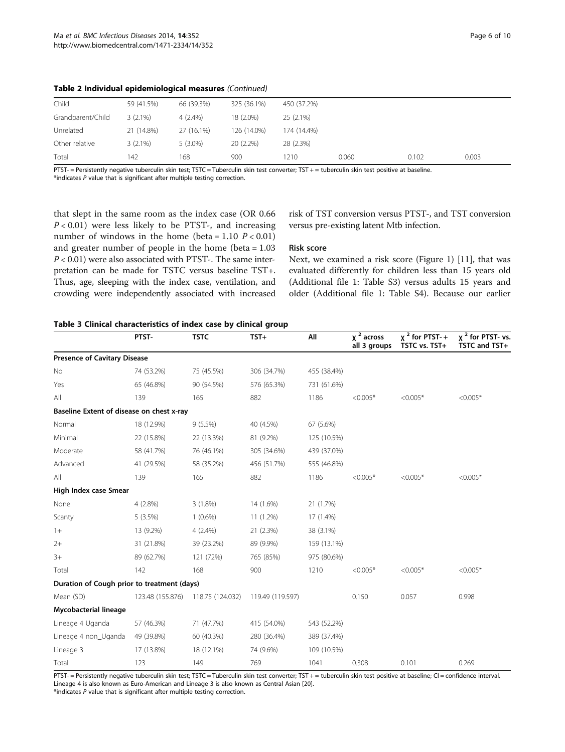**Table 2 Individual epidemiological measures** *(Continued)*

| | | | | | | | |
|---|---|---|---|---|---|---|---|
| Child | 59 (41.5%) | 66 (39.3%) | 325 (36.1%) | 450 (37.2%) | | | |
| Grandparent/Child | 3 (2.1%) | 4 (2.4%) | 18 (2.0%) | 25 (2.1%) | | | |
| Unrelated | 21 (14.8%) | 27 (16.1%) | 126 (14.0%) | 174 (14.4%) | | | |
| Other relative | 3 (2.1%) | 5 (3.0%) | 20 (2.2%) | 28 (2.3%) | | | |
| Total | 142 | 168 | 900 | 1210 | 0.060 | 0.102 | 0.003 |

PTST- = Persistently negative tuberculin skin test; TSTC = Tuberculin skin test converter; TST + = tuberculin skin test positive at baseline.
*indicates *P* value that is significant after multiple testing correction.

that slept in the same room as the index case (OR 0.66 $P < 0.01$) were less likely to be PTST-, and increasing number of windows in the home (beta = 1.10 $P < 0.01$) and greater number of people in the home (beta = 1.03 $P < 0.01$) were also associated with PTST-. The same interpretation can be made for TSTC versus baseline TST+. Thus, age, sleeping with the index case, ventilation, and crowding were independently associated with increased risk of TST conversion versus PTST-, and TST conversion versus pre-existing latent Mtb infection.

### Risk score

Next, we examined a risk score (Figure 1) [11], that was evaluated differently for children less than 15 years old (Additional file 1: Table S3) versus adults 15 years and older (Additional file 1: Table S4). Because our earlier

**Table 3 Clinical characteristics of index case by clinical group**

| | PTST- | TSTC | TST+ | All | $\chi^2$ across all 3 groups | $\chi^2$ for PTST- + TSTC vs. TST+ | $\chi^2$ for PTST- vs. TSTC and TST+ |
|---|---|---|---|---|---|---|---|
| **Presence of Cavitary Disease** | | | | | | | |
| No | 74 (53.2%) | 75 (45.5%) | 306 (34.7%) | 455 (38.4%) | | | |
| Yes | 65 (46.8%) | 90 (54.5%) | 576 (65.3%) | 731 (61.6%) | | | |
| All | 139 | 165 | 882 | 1186 | <0.005* | <0.005* | <0.005* |
| **Baseline Extent of disease on chest x-ray** | | | | | | | |
| Normal | 18 (12.9%) | 9 (5.5%) | 40 (4.5%) | 67 (5.6%) | | | |
| Minimal | 22 (15.8%) | 22 (13.3%) | 81 (9.2%) | 125 (10.5%) | | | |
| Moderate | 58 (41.7%) | 76 (46.1%) | 305 (34.6%) | 439 (37.0%) | | | |
| Advanced | 41 (29.5%) | 58 (35.2%) | 456 (51.7%) | 555 (46.8%) | | | |
| All | 139 | 165 | 882 | 1186 | <0.005* | <0.005* | <0.005* |
| **High Index case Smear** | | | | | | | |
| None | 4 (2.8%) | 3 (1.8%) | 14 (1.6%) | 21 (1.7%) | | | |
| Scanty | 5 (3.5%) | 1 (0.6%) | 11 (1.2%) | 17 (1.4%) | | | |
| 1+ | 13 (9.2%) | 4 (2.4%) | 21 (2.3%) | 38 (3.1%) | | | |
| 2+ | 31 (21.8%) | 39 (23.2%) | 89 (9.9%) | 159 (13.1%) | | | |
| 3+ | 89 (62.7%) | 121 (72%) | 765 (85%) | 975 (80.6%) | | | |
| Total | 142 | 168 | 900 | 1210 | <0.005* | <0.005* | <0.005* |
| **Duration of Cough prior to treatment (days)** | | | | | | | |
| Mean (SD) | 123.48 (155.876) | 118.75 (124.032) | 119.49 (119.597) | | 0.150 | 0.057 | 0.998 |
| **Mycobacterial lineage** | | | | | | | |
| Lineage 4 Uganda | 57 (46.3%) | 71 (47.7%) | 415 (54.0%) | 543 (52.2%) | | | |
| Lineage 4 non_Uganda | 49 (39.8%) | 60 (40.3%) | 280 (36.4%) | 389 (37.4%) | | | |
| Lineage 3 | 17 (13.8%) | 18 (12.1%) | 74 (9.6%) | 109 (10.5%) | | | |
| Total | 123 | 149 | 769 | 1041 | 0.308 | 0.101 | 0.269 |

PTST- = Persistently negative tuberculin skin test; TSTC = Tuberculin skin test converter; TST + = tuberculin skin test positive at baseline; CI = confidence interval. Lineage 4 is also known as Euro-American and Lineage 3 is also known as Central Asian [20].
*indicates *P* value that is significant after multiple testing correction.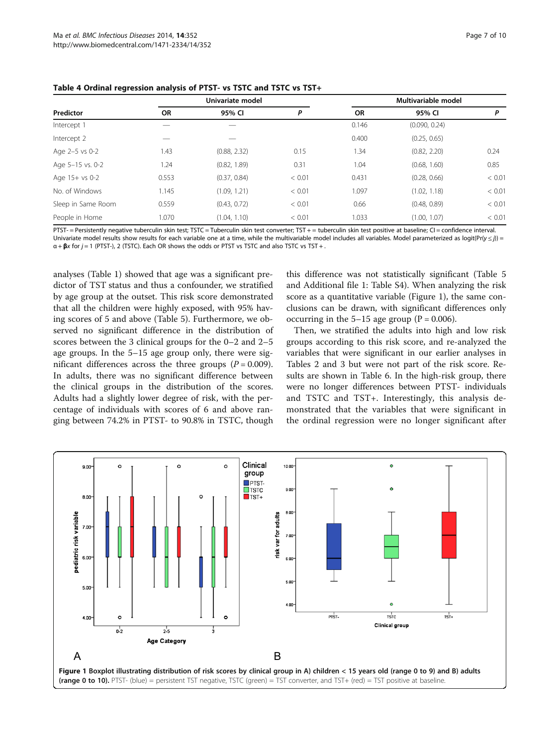**Table 4 Ordinal regression analysis of PTST- vs TSTC and TSTC vs TST+**

| Predictor | Univariate model | | | Multivariable model | | |
|---|---|---|---|---|---|---|
| | OR | 95% CI | P | OR | 95% CI | P |
| Intercept 1 | — | — | | 0.146 | (0.090, 0.24) | |
| Intercept 2 | — | — | | 0.400 | (0.25, 0.65) | |
| Age 2–5 vs 0-2 | 1.43 | (0.88, 2.32) | 0.15 | 1.34 | (0.82, 2.20) | 0.24 |
| Age 5–15 vs. 0-2 | 1.24 | (0.82, 1.89) | 0.31 | 1.04 | (0.68, 1.60) | 0.85 |
| Age 15+ vs 0-2 | 0.553 | (0.37, 0.84) | < 0.01 | 0.431 | (0.28, 0.66) | < 0.01 |
| No. of Windows | 1.145 | (1.09, 1.21) | < 0.01 | 1.097 | (1.02, 1.18) | < 0.01 |
| Sleep in Same Room | 0.559 | (0.43, 0.72) | < 0.01 | 0.66 | (0.48, 0.89) | < 0.01 |
| People in Home | 1.070 | (1.04, 1.10) | < 0.01 | 1.033 | (1.00, 1.07) | < 0.01 |

PTST- = Persistently negative tuberculin skin test; TSTC = Tuberculin skin test converter; TST + = tuberculin skin test positive at baseline; CI = confidence interval. Univariate model results show results for each variable one at a time, while the multivariable model includes all variables. Model parameterized as $\text{logit}(\Pr(y \le j)) = \alpha + \beta x$ for $j = 1$ (PTST-), 2 (TSTC). Each OR shows the odds or PTST vs TSTC and also TSTC vs TST + .

analyses (Table 1) showed that age was a significant predictor of TST status and thus a confounder, we stratified by age group at the outset. This risk score demonstrated that all the children were highly exposed, with 95% having scores of 5 and above (Table 5). Furthermore, we observed no significant difference in the distribution of scores between the 3 clinical groups for the 0–2 and 2–5 age groups. In the 5–15 age group only, there were significant differences across the three groups ($P = 0.009$). In adults, there was no significant difference between the clinical groups in the distribution of the scores. Adults had a slightly lower degree of risk, with the percentage of individuals with scores of 6 and above ranging between 74.2% in PTST- to 90.8% in TSTC, though this difference was not statistically significant (Table 5 and Additional file 1: Table S4). When analyzing the risk score as a quantitative variable (Figure 1), the same conclusions can be drawn, with significant differences only occurring in the 5–15 age group ($P = 0.006$).

Then, we stratified the adults into high and low risk groups according to this risk score, and re-analyzed the variables that were significant in our earlier analyses in Tables 2 and 3 but were not part of the risk score. Results are shown in Table 6. In the high-risk group, there were no longer differences between PTST- individuals and TSTC and TST+. Interestingly, this analysis demonstrated that the variables that were significant in the ordinal regression were no longer significant after

**Figure 1 Boxplot illustrating distribution of risk scores by clinical group in A) children < 15 years old (range 0 to 9) and B) adults (range 0 to 10).** PTST- (blue) = persistent TST negative, TSTC (green) = TST converter, and TST+ (red) = TST positive at baseline.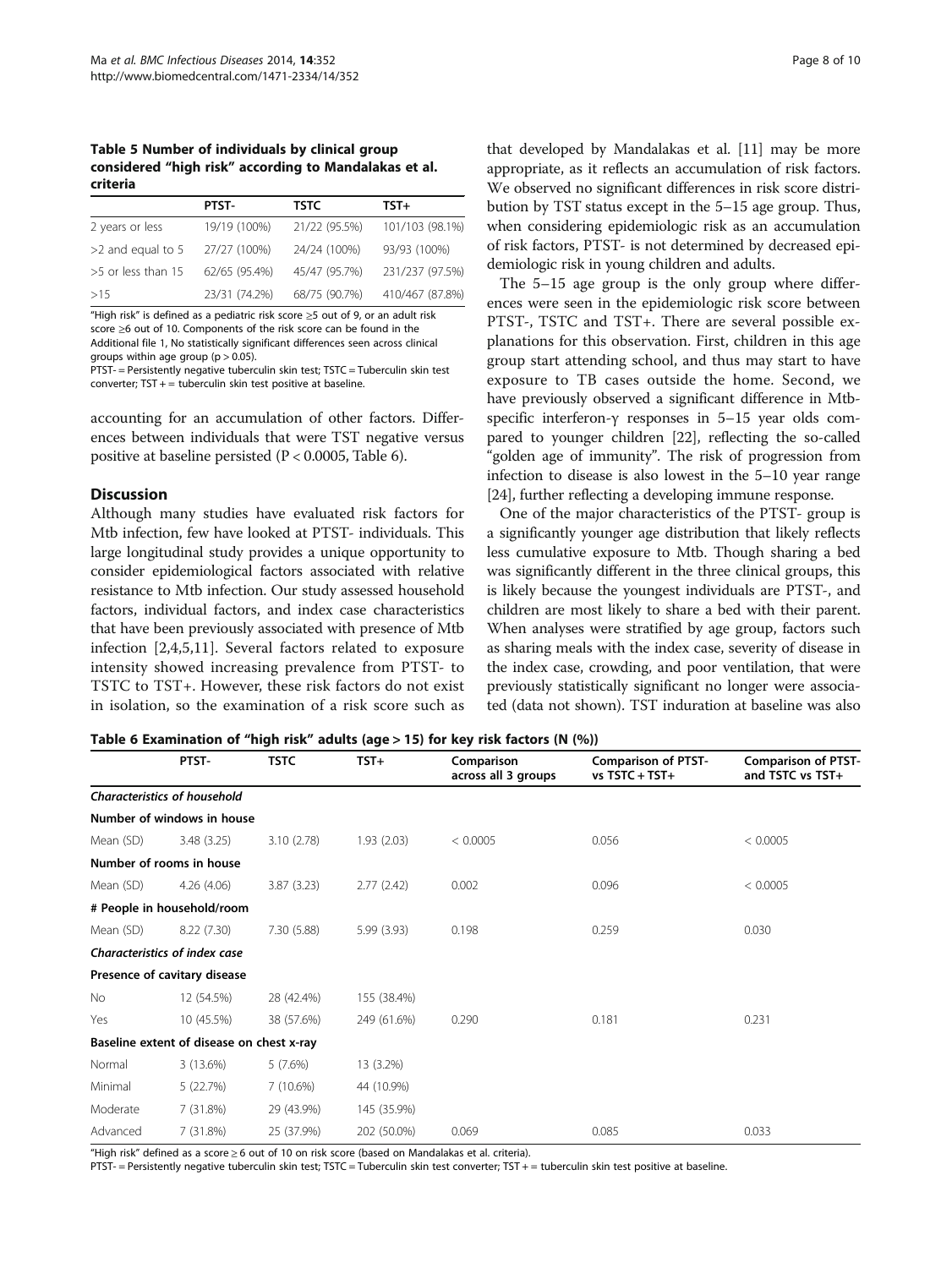**Table 5 Number of individuals by clinical group considered "high risk" according to Mandalakas et al. criteria**

| | PTST- | TSTC | TST+ |
|---|---|---|---|
| 2 years or less | 19/19 (100%) | 21/22 (95.5%) | 101/103 (98.1%) |
| >2 and equal to 5 | 27/27 (100%) | 24/24 (100%) | 93/93 (100%) |
| >5 or less than 15 | 62/65 (95.4%) | 45/47 (95.7%) | 231/237 (97.5%) |
| >15 | 23/31 (74.2%) | 68/75 (90.7%) | 410/467 (87.8%) |

"High risk" is defined as a pediatric risk score ≥5 out of 9, or an adult risk score ≥6 out of 10. Components of the risk score can be found in the Additional file 1, No statistically significant differences seen across clinical groups within age group ($p > 0.05$).
PTST- = Persistently negative tuberculin skin test; TSTC = Tuberculin skin test converter; TST + = tuberculin skin test positive at baseline.

accounting for an accumulation of other factors. Differences between individuals that were TST negative versus positive at baseline persisted ($P < 0.0005$, Table 6).

## Discussion

Although many studies have evaluated risk factors for Mtb infection, few have looked at PTST- individuals. This large longitudinal study provides a unique opportunity to consider epidemiological factors associated with relative resistance to Mtb infection. Our study assessed household factors, individual factors, and index case characteristics that have been previously associated with presence of Mtb infection [2,4,5,11]. Several factors related to exposure intensity showed increasing prevalence from PTST- to TSTC to TST+. However, these risk factors do not exist in isolation, so the examination of a risk score such as that developed by Mandalakas et al. [11] may be more appropriate, as it reflects an accumulation of risk factors. We observed no significant differences in risk score distribution by TST status except in the 5–15 age group. Thus, when considering epidemiologic risk as an accumulation of risk factors, PTST- is not determined by decreased epidemiologic risk in young children and adults.

The 5–15 age group is the only group where differences were seen in the epidemiologic risk score between PTST-, TSTC and TST+. There are several possible explanations for this observation. First, children in this age group start attending school, and thus may start to have exposure to TB cases outside the home. Second, we have previously observed a significant difference in Mtb-specific interferon-γ responses in 5–15 year olds compared to younger children [22], reflecting the so-called "golden age of immunity". The risk of progression from infection to disease is also lowest in the 5–10 year range [24], further reflecting a developing immune response.

One of the major characteristics of the PTST- group is a significantly younger age distribution that likely reflects less cumulative exposure to Mtb. Though sharing a bed was significantly different in the three clinical groups, this is likely because the youngest individuals are PTST-, and children are most likely to share a bed with their parent. When analyses were stratified by age group, factors such as sharing meals with the index case, severity of disease in the index case, crowding, and poor ventilation, that were previously statistically significant no longer were associated (data not shown). TST induration at baseline was also

**Table 6 Examination of "high risk" adults (age > 15) for key risk factors (N (%))**

| | PTST- | TSTC | TST+ | Comparison across all 3 groups | Comparison of PTST- vs TSTC + TST+ | Comparison of PTST- and TSTC vs TST+ |
|---|---|---|---|---|---|---|
| *Characteristics of household* | | | | | | |
| Number of windows in house | | | | | | |
| Mean (SD) | 3.48 (3.25) | 3.10 (2.78) | 1.93 (2.03) | < 0.0005 | 0.056 | < 0.0005 |
| Number of rooms in house | | | | | | |
| Mean (SD) | 4.26 (4.06) | 3.87 (3.23) | 2.77 (2.42) | 0.002 | 0.096 | < 0.0005 |
| # People in household/room | | | | | | |
| Mean (SD) | 8.22 (7.30) | 7.30 (5.88) | 5.99 (3.93) | 0.198 | 0.259 | 0.030 |
| *Characteristics of index case* | | | | | | |
| Presence of cavitary disease | | | | | | |
| No | 12 (54.5%) | 28 (42.4%) | 155 (38.4%) | | | |
| Yes | 10 (45.5%) | 38 (57.6%) | 249 (61.6%) | 0.290 | 0.181 | 0.231 |
| Baseline extent of disease on chest x-ray | | | | | | |
| Normal | 3 (13.6%) | 5 (7.6%) | 13 (3.2%) | | | |
| Minimal | 5 (22.7%) | 7 (10.6%) | 44 (10.9%) | | | |
| Moderate | 7 (31.8%) | 29 (43.9%) | 145 (35.9%) | | | |
| Advanced | 7 (31.8%) | 25 (37.9%) | 202 (50.0%) | 0.069 | 0.085 | 0.033 |

"High risk" defined as a score ≥ 6 out of 10 on risk score (based on Mandalakas et al. criteria).
PTST- = Persistently negative tuberculin skin test; TSTC = Tuberculin skin test converter; TST + = tuberculin skin test positive at baseline.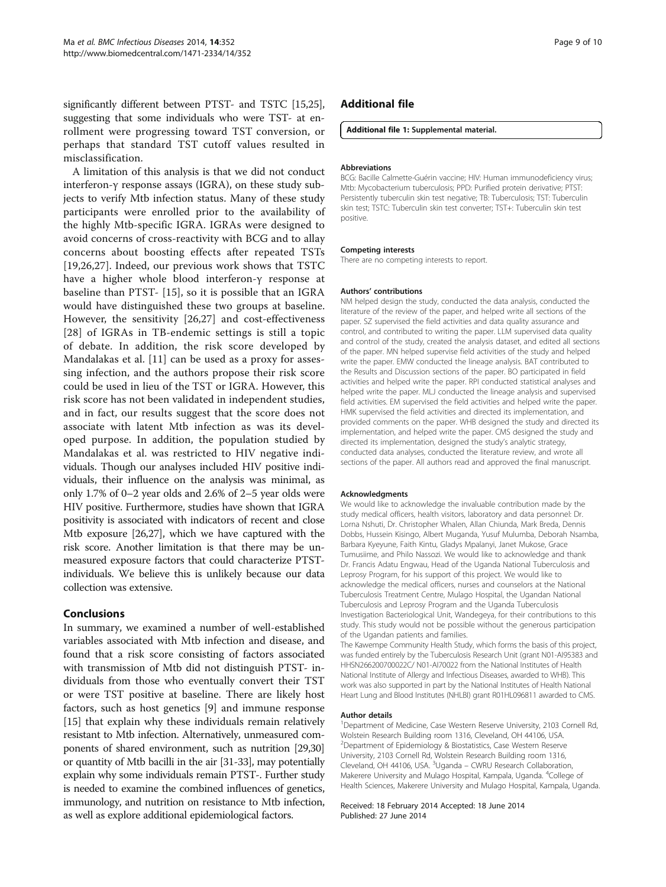significantly different between PTST- and TSTC [15,25], suggesting that some individuals who were TST- at enrollment were progressing toward TST conversion, or perhaps that standard TST cutoff values resulted in misclassification.

A limitation of this analysis is that we did not conduct interferon-γ response assays (IGRA), on these study subjects to verify Mtb infection status. Many of these study participants were enrolled prior to the availability of the highly Mtb-specific IGRA. IGRAs were designed to avoid concerns of cross-reactivity with BCG and to allay concerns about boosting effects after repeated TSTs [19,26,27]. Indeed, our previous work shows that TSTC have a higher whole blood interferon-γ response at baseline than PTST- [15], so it is possible that an IGRA would have distinguished these two groups at baseline. However, the sensitivity [26,27] and cost-effectiveness [28] of IGRAs in TB-endemic settings is still a topic of debate. In addition, the risk score developed by Mandalakas et al. [11] can be used as a proxy for assessing infection, and the authors propose their risk score could be used in lieu of the TST or IGRA. However, this risk score has not been validated in independent studies, and in fact, our results suggest that the score does not associate with latent Mtb infection as was its developed purpose. In addition, the population studied by Mandalakas et al. was restricted to HIV negative individuals. Though our analyses included HIV positive individuals, their influence on the analysis was minimal, as only 1.7% of 0–2 year olds and 2.6% of 2–5 year olds were HIV positive. Furthermore, studies have shown that IGRA positivity is associated with indicators of recent and close Mtb exposure [26,27], which we have captured with the risk score. Another limitation is that there may be unmeasured exposure factors that could characterize PTST- individuals. We believe this is unlikely because our data collection was extensive.

## Conclusions

In summary, we examined a number of well-established variables associated with Mtb infection and disease, and found that a risk score consisting of factors associated with transmission of Mtb did not distinguish PTST- individuals from those who eventually convert their TST or were TST positive at baseline. There are likely host factors, such as host genetics [9] and immune response [15] that explain why these individuals remain relatively resistant to Mtb infection. Alternatively, unmeasured components of shared environment, such as nutrition [29,30] or quantity of Mtb bacilli in the air [31-33], may potentially explain why some individuals remain PTST-. Further study is needed to examine the combined influences of genetics, immunology, and nutrition on resistance to Mtb infection, as well as explore additional epidemiological factors.

## Additional file

**Additional file 1: Supplemental material.**

#### Abbreviations

BCG: Bacille Calmette-Guérin vaccine; HIV: Human immunodeficiency virus; Mtb: Mycobacterium tuberculosis; PPD: Purified protein derivative; PTST: Persistently tuberculin skin test negative; TB: Tuberculosis; TST: Tuberculin skin test; TSTC: Tuberculin skin test converter; TST+: Tuberculin skin test positive.

#### Competing interests

There are no competing interests to report.

#### Authors' contributions

NM helped design the study, conducted the data analysis, conducted the literature of the review of the paper, and helped write all sections of the paper. SZ supervised the field activities and data quality assurance and control, and contributed to writing the paper. LLM supervised data quality and control of the study, created the analysis dataset, and edited all sections of the paper. MN helped supervise field activities of the study and helped write the paper. EMW conducted the lineage analysis. BAT contributed to the Results and Discussion sections of the paper. BO participated in field activities and helped write the paper. RPI conducted statistical analyses and helped write the paper. MLJ conducted the lineage analysis and supervised field activities. EM supervised the field activities and helped write the paper. HMK supervised the field activities and directed its implementation, and provided comments on the paper. WHB designed the study and directed its implementation, and helped write the paper. CMS designed the study and directed its implementation, designed the study's analytic strategy, conducted data analyses, conducted the literature review, and wrote all sections of the paper. All authors read and approved the final manuscript.

#### Acknowledgments

We would like to acknowledge the invaluable contribution made by the study medical officers, health visitors, laboratory and data personnel: Dr. Lorna Nshuti, Dr. Christopher Whalen, Allan Chiunda, Mark Breda, Dennis Dobbs, Hussein Kisingo, Albert Muganda, Yusuf Mulumba, Deborah Nsamba, Barbara Kyeyune, Faith Kintu, Gladys Mpalanyi, Janet Mukose, Grace Tumusiime, and Philo Nassozi. We would like to acknowledge and thank Dr. Francis Adatu Engwau, Head of the Uganda National Tuberculosis and Leprosy Program, for his support of this project. We would like to acknowledge the medical officers, nurses and counselors at the National Tuberculosis Treatment Centre, Mulago Hospital, the Ugandan National Tuberculosis and Leprosy Program and the Uganda Tuberculosis Investigation Bacteriological Unit, Wandegeya, for their contributions to this study. This study would not be possible without the generous participation of the Ugandan patients and families.

The Kawempe Community Health Study, which forms the basis of this project, was funded entirely by the Tuberculosis Research Unit (grant N01-AI95383 and HHSN266200700022C/ N01-AI70022 from the National Institutes of Health National Institute of Allergy and Infectious Diseases, awarded to WHB). This work was also supported in part by the National Institutes of Health National Heart Lung and Blood Institutes (NHLBI) grant R01HL096811 awarded to CMS.

#### Author details

[1]Department of Medicine, Case Western Reserve University, 2103 Cornell Rd, Wolstein Research Building room 1316, Cleveland, OH 44106, USA. [2]Department of Epidemiology & Biostatistics, Case Western Reserve University, 2103 Cornell Rd, Wolstein Research Building room 1316, Cleveland, OH 44106, USA. [3]Uganda – CWRU Research Collaboration, Makerere University and Mulago Hospital, Kampala, Uganda. [4]College of Health Sciences, Makerere University and Mulago Hospital, Kampala, Uganda.

Received: 18 February 2014 Accepted: 18 June 2014
Published: 27 June 2014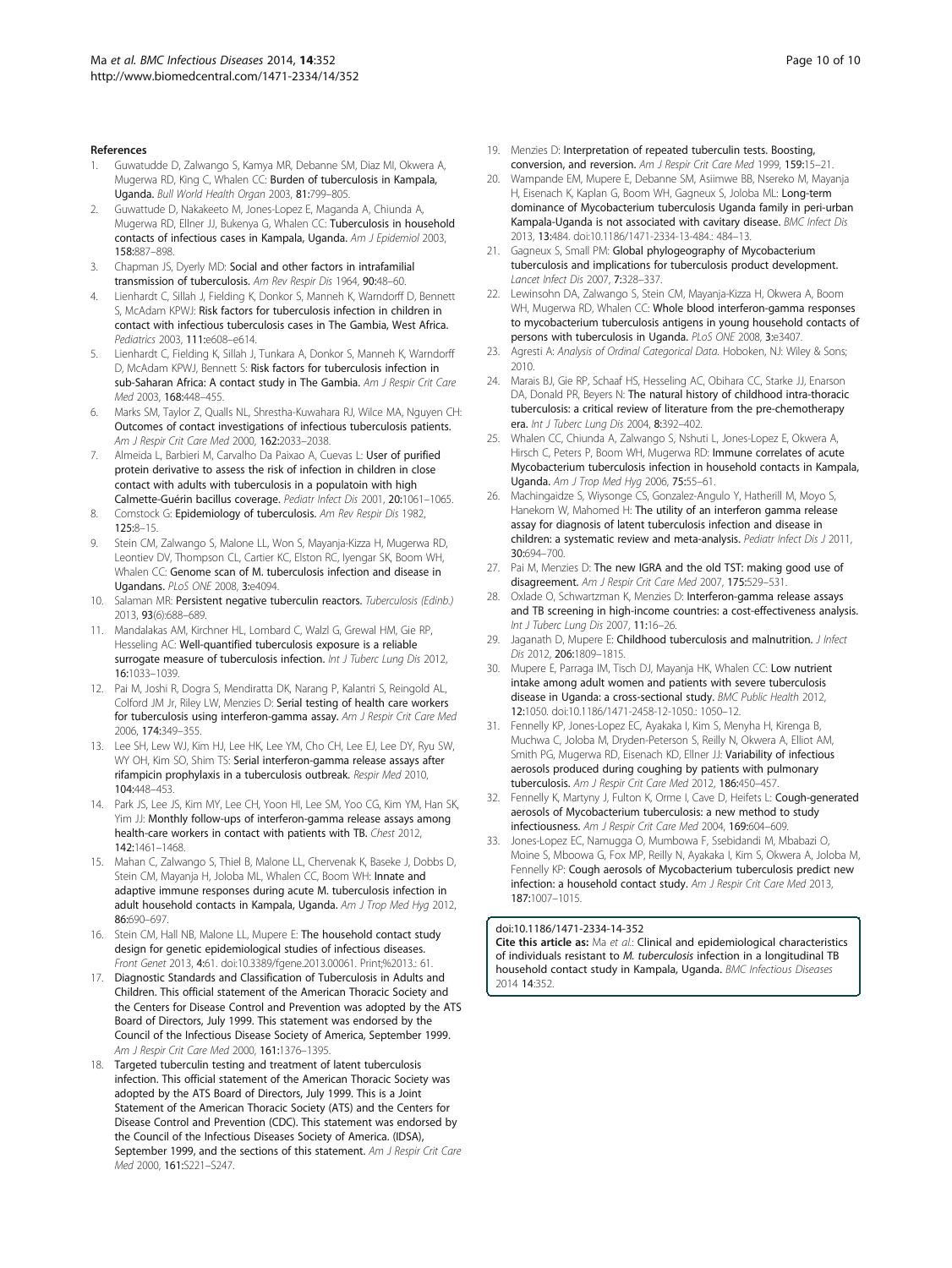## References

1. Guwatudde D, Zalwango S, Kamya MR, Debanne SM, Diaz MI, Okwera A, Mugerwa RD, King C, Whalen CC: **Burden of tuberculosis in Kampala, Uganda.** *Bull World Health Organ* 2003, **81:**799–805.
2. Guwattude D, Nakakeeto M, Jones-Lopez E, Maganda A, Chiunda A, Mugerwa RD, Ellner JJ, Bukenya G, Whalen CC: **Tuberculosis in household contacts of infectious cases in Kampala, Uganda.** *Am J Epidemiol* 2003, **158:**887–898.
3. Chapman JS, Dyerly MD: **Social and other factors in intrafamilial transmission of tuberculosis.** *Am Rev Respir Dis* 1964, **90:**48–60.
4. Lienhardt C, Sillah J, Fielding K, Donkor S, Manneh K, Warndorff D, Bennett S, McAdam KPWJ: **Risk factors for tuberculosis infection in children in contact with infectious tuberculosis cases in The Gambia, West Africa.** *Pediatrics* 2003, **111:**e608–e614.
5. Lienhardt C, Fielding K, Sillah J, Tunkara A, Donkor S, Manneh K, Warndorff D, McAdam KPWJ, Bennett S: **Risk factors for tuberculosis infection in sub-Saharan Africa: A contact study in The Gambia.** *Am J Respir Crit Care Med* 2003, **168:**448–455.
6. Marks SM, Taylor Z, Qualls NL, Shrestha-Kuwahara RJ, Wilce MA, Nguyen CH: **Outcomes of contact investigations of infectious tuberculosis patients.** *Am J Respir Crit Care Med* 2000, **162:**2033–2038.
7. Almeida L, Barbieri M, Carvalho Da Paixao A, Cuevas L: **User of purified protein derivative to assess the risk of infection in children in close contact with adults with tuberculosis in a populatoin with high Calmette-Guérin bacillus coverage.** *Pediatr Infect Dis* 2001, **20:**1061–1065.
8. Comstock G: **Epidemiology of tuberculosis.** *Am Rev Respir Dis* 1982, **125:**8–15.
9. Stein CM, Zalwango S, Malone LL, Won S, Mayanja-Kizza H, Mugerwa RD, Leontiev DV, Thompson CL, Cartier KC, Elston RC, Iyengar SK, Boom WH, Whalen CC: **Genome scan of M. tuberculosis infection and disease in Ugandans.** *PLoS ONE* 2008, **3:**e4094.
10. Salaman MR: **Persistent negative tuberculin reactors.** *Tuberculosis (Edinb.)* 2013, **93**(6):688–689.
11. Mandalakas AM, Kirchner HL, Lombard C, Walzl G, Grewal HM, Gie RP, Hesseling AC: **Well-quantified tuberculosis exposure is a reliable surrogate measure of tuberculosis infection.** *Int J Tuberc Lung Dis* 2012, **16:**1033–1039.
12. Pai M, Joshi R, Dogra S, Mendiratta DK, Narang P, Kalantri S, Reingold AL, Colford JM Jr, Riley LW, Menzies D: **Serial testing of health care workers for tuberculosis using interferon-gamma assay.** *Am J Respir Crit Care Med* 2006, **174:**349–355.
13. Lee SH, Lew WJ, Kim HJ, Lee HK, Lee YM, Cho CH, Lee EJ, Lee DY, Ryu SW, WY OH, Kim SO, Shim TS: **Serial interferon-gamma release assays after rifampicin prophylaxis in a tuberculosis outbreak.** *Respir Med* 2010, **104:**448–453.
14. Park JS, Lee JS, Kim MY, Lee CH, Yoon HI, Lee SM, Yoo CG, Kim YM, Han SK, Yim JJ: **Monthly follow-ups of interferon-gamma release assays among health-care workers in contact with patients with TB.** *Chest* 2012, **142:**1461–1468.
15. Mahan C, Zalwango S, Thiel B, Malone LL, Chervenak K, Baseke J, Dobbs D, Stein CM, Mayanja H, Joloba ML, Whalen CC, Boom WH: **Innate and adaptive immune responses during acute M. tuberculosis infection in adult household contacts in Kampala, Uganda.** *Am J Trop Med Hyg* 2012, **86:**690–697.
16. Stein CM, Hall NB, Malone LL, Mupere E: **The household contact study design for genetic epidemiological studies of infectious diseases.** *Front Genet* 2013, **4:**61. doi:10.3389/fgene.2013.00061. Print;%2013.: 61.
17. Diagnostic Standards and Classification of Tuberculosis in Adults and Children. This official statement of the American Thoracic Society and the Centers for Disease Control and Prevention was adopted by the ATS Board of Directors, July 1999. This statement was endorsed by the Council of the Infectious Disease Society of America, September 1999. *Am J Respir Crit Care Med* 2000, **161:**1376–1395.
18. Targeted tuberculin testing and treatment of latent tuberculosis infection. This official statement of the American Thoracic Society was adopted by the ATS Board of Directors, July 1999. This is a Joint Statement of the American Thoracic Society (ATS) and the Centers for Disease Control and Prevention (CDC). This statement was endorsed by the Council of the Infectious Diseases Society of America. (IDSA), September 1999, and the sections of this statement. *Am J Respir Crit Care Med* 2000, **161:**S221–S247.
19. Menzies D: **Interpretation of repeated tuberculin tests. Boosting, conversion, and reversion.** *Am J Respir Crit Care Med* 1999, **159:**15–21.
20. Wampande EM, Mupere E, Debanne SM, Asiimwe BB, Nsereko M, Mayanja H, Eisenach K, Kaplan G, Boom WH, Gagneux S, Joloba ML: **Long-term dominance of Mycobacterium tuberculosis Uganda family in peri-urban Kampala-Uganda is not associated with cavitary disease.** *BMC Infect Dis* 2013, **13:**484. doi:10.1186/1471-2334-13-484.: 484–13.
21. Gagneux S, Small PM: **Global phylogeography of Mycobacterium tuberculosis and implications for tuberculosis product development.** *Lancet Infect Dis* 2007, **7:**328–337.
22. Lewinsohn DA, Zalwango S, Stein CM, Mayanja-Kizza H, Okwera A, Boom WH, Mugerwa RD, Whalen CC: **Whole blood interferon-gamma responses to mycobacterium tuberculosis antigens in young household contacts of persons with tuberculosis in Uganda.** *PLoS ONE* 2008, **3:**e3407.
23. Agresti A: *Analysis of Ordinal Categorical Data.* Hoboken, NJ: Wiley & Sons; 2010.
24. Marais BJ, Gie RP, Schaaf HS, Hesseling AC, Obihara CC, Starke JJ, Enarson DA, Donald PR, Beyers N: **The natural history of childhood intra-thoracic tuberculosis: a critical review of literature from the pre-chemotherapy era.** *Int J Tuberc Lung Dis* 2004, **8:**392–402.
25. Whalen CC, Chiunda A, Zalwango S, Nshuti L, Jones-Lopez E, Okwera A, Hirsch C, Peters P, Boom WH, Mugerwa RD: **Immune correlates of acute Mycobacterium tuberculosis infection in household contacts in Kampala, Uganda.** *Am J Trop Med Hyg* 2006, **75:**55–61.
26. Machingaidze S, Wiysonge CS, Gonzalez-Angulo Y, Hatherill M, Moyo S, Hanekom W, Mahomed H: **The utility of an interferon gamma release assay for diagnosis of latent tuberculosis infection and disease in children: a systematic review and meta-analysis.** *Pediatr Infect Dis J* 2011, **30:**694–700.
27. Pai M, Menzies D: **The new IGRA and the old TST: making good use of disagreement.** *Am J Respir Crit Care Med* 2007, **175:**529–531.
28. Oxlade O, Schwartzman K, Menzies D: **Interferon-gamma release assays and TB screening in high-income countries: a cost-effectiveness analysis.** *Int J Tuberc Lung Dis* 2007, **11:**16–26.
29. Jaganath D, Mupere E: **Childhood tuberculosis and malnutrition.** *J Infect Dis* 2012, **206:**1809–1815.
30. Mupere E, Parraga IM, Tisch DJ, Mayanja HK, Whalen CC: **Low nutrient intake among adult women and patients with severe tuberculosis disease in Uganda: a cross-sectional study.** *BMC Public Health* 2012, **12:**1050. doi:10.1186/1471-2458-12-1050.: 1050–12.
31. Fennelly KP, Jones-Lopez EC, Ayakaka I, Kim S, Menyha H, Kirenga B, Muchwa C, Joloba M, Dryden-Peterson S, Reilly N, Okwera A, Elliot AM, Smith PG, Mugerwa RD, Eisenach KD, Ellner JJ: **Variability of infectious aerosols produced during coughing by patients with pulmonary tuberculosis.** *Am J Respir Crit Care Med* 2012, **186:**450–457.
32. Fennelly K, Martyny J, Fulton K, Orme I, Cave D, Heifets L: **Cough-generated aerosols of Mycobacterium tuberculosis: a new method to study infectiousness.** *Am J Respir Crit Care Med* 2004, **169:**604–609.
33. Jones-Lopez EC, Namugga O, Mumbowa F, Ssebidandi M, Mbabazi O, Moine S, Mboowa G, Fox MP, Reilly N, Ayakaka I, Kim S, Okwera A, Joloba M, Fennelly KP: **Cough aerosols of Mycobacterium tuberculosis predict new infection: a household contact study.** *Am J Respir Crit Care Med* 2013, **187:**1007–1015.

doi:10.1186/1471-2334-14-352

**Cite this article as:** Ma *et al.*: Clinical and epidemiological characteristics of individuals resistant to *M. tuberculosis* infection in a longitudinal TB household contact study in Kampala, Uganda. *BMC Infectious Diseases* 2014 **14**:352.